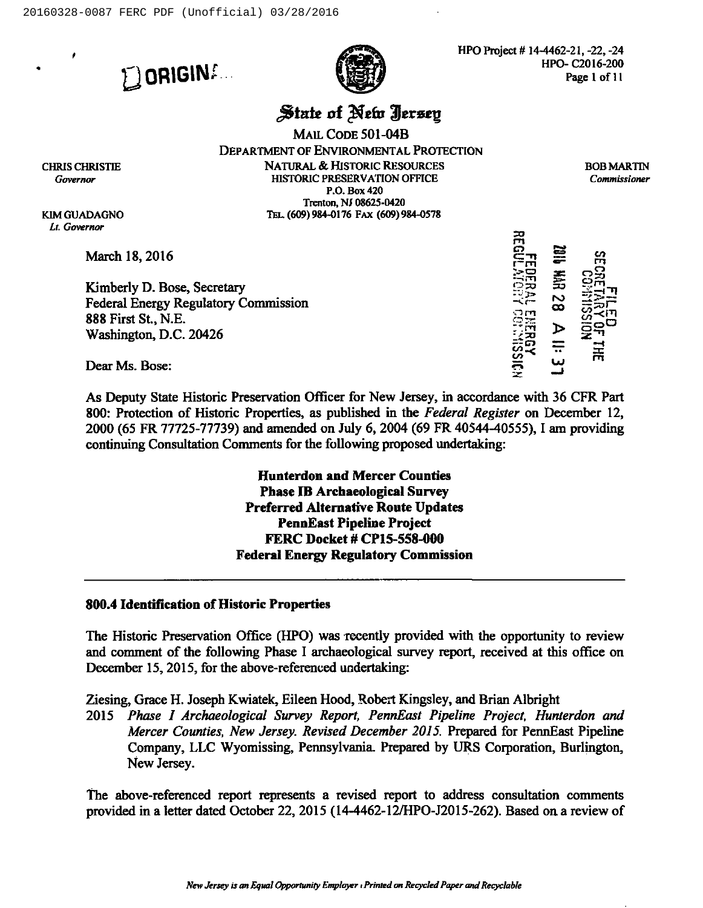ORIGINAL

HPO Project # 14-4462-21, -22, -24
HPO- C2016-200

# State of New Jersey

MAIL CODE 501-04B
DEPARTMENT OF ENVIRONMENTAL PROTECTION
NATURAL & HISTORIC RESOURCES
HISTORIC PRESERVATION OFFICE
P.O. Box 420
Trenton, NJ 08625-0420
TEL. (609) 984-0176 FAX (609) 984-0578

CHRIS CHRISTIE
*Governor*

KIM GUADAGNO
*Lt. Governor*

BOB MARTIN
*Commissioner*

FILED
SECRETARY OF THE COMMISSION
2016 MAR 28 A 11:37
FEDERAL ENERGY REGULATORY COMMISSION

March 18, 2016

Kimberly D. Bose, Secretary
Federal Energy Regulatory Commission
888 First St., N.E.
Washington, D.C. 20426

Dear Ms. Bose:

As Deputy State Historic Preservation Officer for New Jersey, in accordance with 36 CFR Part 800: Protection of Historic Properties, as published in the *Federal Register* on December 12, 2000 (65 FR 77725-77739) and amended on July 6, 2004 (69 FR 40544-40555), I am providing continuing Consultation Comments for the following proposed undertaking:

**Hunterdon and Mercer Counties**
**Phase IB Archaeological Survey**
**Preferred Alternative Route Updates**
**PennEast Pipeline Project**
**FERC Docket # CP15-558-000**
**Federal Energy Regulatory Commission**

---

**800.4 Identification of Historic Properties**

The Historic Preservation Office (HPO) was recently provided with the opportunity to review and comment of the following Phase I archaeological survey report, received at this office on December 15, 2015, for the above-referenced undertaking:

Ziesing, Grace H. Joseph Kwiatek, Eileen Hood, Robert Kingsley, and Brian Albright
2015 *Phase I Archaeological Survey Report, PennEast Pipeline Project, Hunterdon and Mercer Counties, New Jersey. Revised December 2015.* Prepared for PennEast Pipeline Company, LLC Wyomissing, Pennsylvania. Prepared by URS Corporation, Burlington, New Jersey.

The above-referenced report represents a revised report to address consultation comments provided in a letter dated October 22, 2015 (14-4462-12/HPO-J2015-262). Based on a review of

*New Jersey is an Equal Opportunity Employer · Printed on Recycled Paper and Recyclable*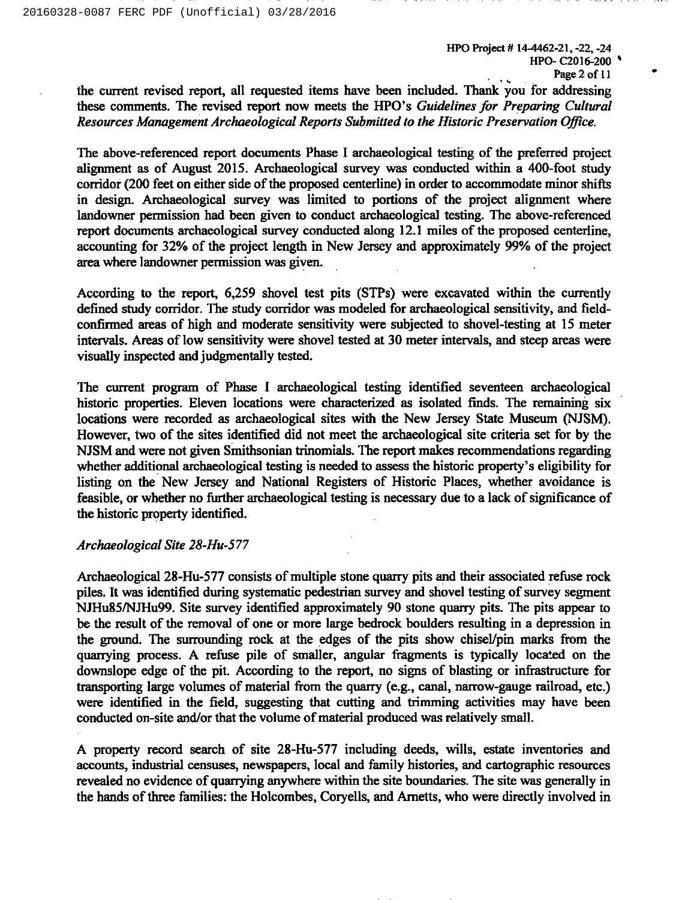the current revised report, all requested items have been included. Thank you for addressing these comments. The revised report now meets the HPO's *Guidelines for Preparing Cultural Resources Management Archaeological Reports Submitted to the Historic Preservation Office.*

The above-referenced report documents Phase I archaeological testing of the preferred project alignment as of August 2015. Archaeological survey was conducted within a 400-foot study corridor (200 feet on either side of the proposed centerline) in order to accommodate minor shifts in design. Archaeological survey was limited to portions of the project alignment where landowner permission had been given to conduct archaeological testing. The above-referenced report documents archaeological survey conducted along 12.1 miles of the proposed centerline, accounting for 32% of the project length in New Jersey and approximately 99% of the project area where landowner permission was given.

According to the report, 6,259 shovel test pits (STPs) were excavated within the currently defined study corridor. The study corridor was modeled for archaeological sensitivity, and field-confirmed areas of high and moderate sensitivity were subjected to shovel-testing at 15 meter intervals. Areas of low sensitivity were shovel tested at 30 meter intervals, and steep areas were visually inspected and judgmentally tested.

The current program of Phase I archaeological testing identified seventeen archaeological historic properties. Eleven locations were characterized as isolated finds. The remaining six locations were recorded as archaeological sites with the New Jersey State Museum (NJSM). However, two of the sites identified did not meet the archaeological site criteria set for by the NJSM and were not given Smithsonian trinomials. The report makes recommendations regarding whether additional archaeological testing is needed to assess the historic property's eligibility for listing on the New Jersey and National Registers of Historic Places, whether avoidance is feasible, or whether no further archaeological testing is necessary due to a lack of significance of the historic property identified.

*Archaeological Site 28-Hu-577*

Archaeological 28-Hu-577 consists of multiple stone quarry pits and their associated refuse rock piles. It was identified during systematic pedestrian survey and shovel testing of survey segment NJHu85/NJHu99. Site survey identified approximately 90 stone quarry pits. The pits appear to be the result of the removal of one or more large bedrock boulders resulting in a depression in the ground. The surrounding rock at the edges of the pits show chisel/pin marks from the quarrying process. A refuse pile of smaller, angular fragments is typically located on the downslope edge of the pit. According to the report, no signs of blasting or infrastructure for transporting large volumes of material from the quarry (e.g., canal, narrow-gauge railroad, etc.) were identified in the field, suggesting that cutting and trimming activities may have been conducted on-site and/or that the volume of material produced was relatively small.

A property record search of site 28-Hu-577 including deeds, wills, estate inventories and accounts, industrial censuses, newspapers, local and family histories, and cartographic resources revealed no evidence of quarrying anywhere within the site boundaries. The site was generally in the hands of three families: the Holcombes, Coryells, and Arnetts, who were directly involved in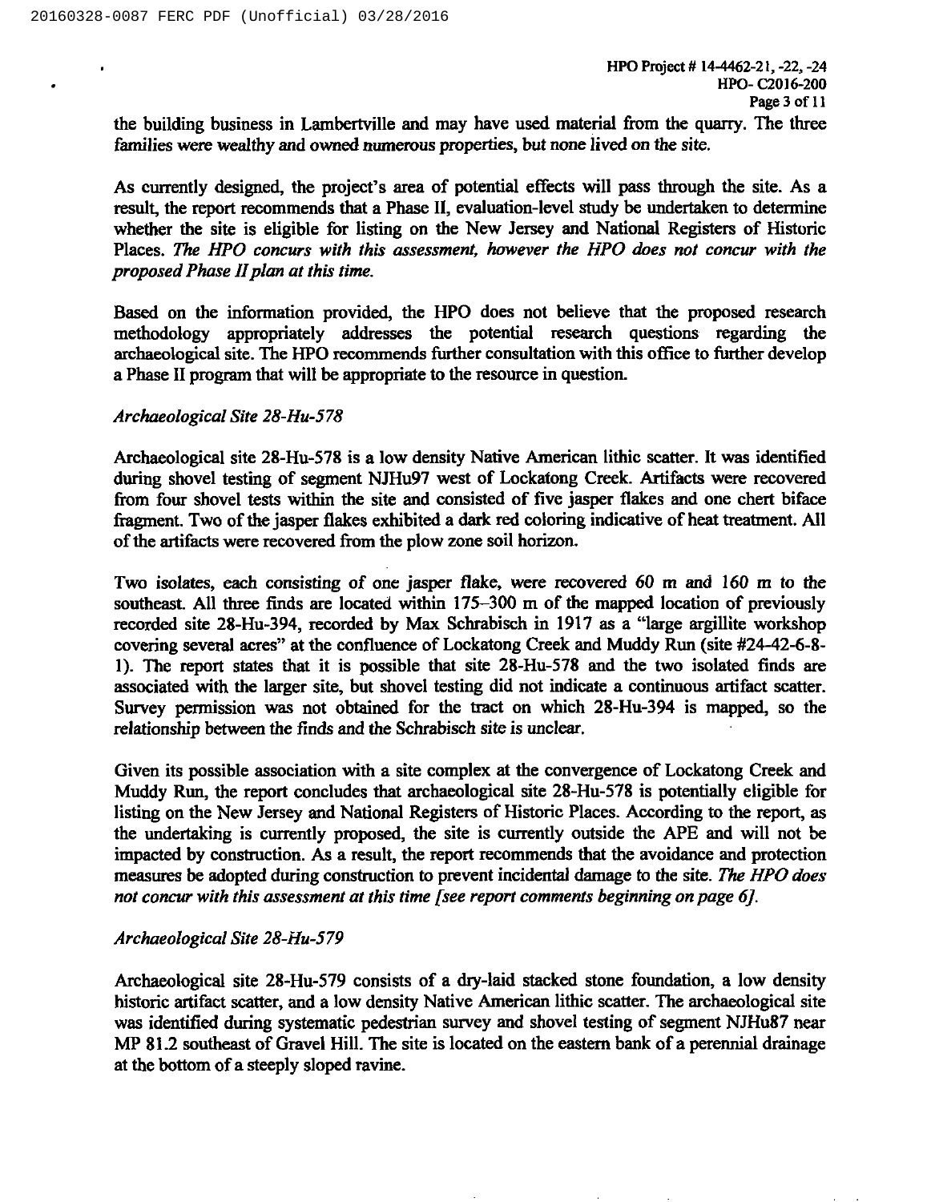the building business in Lambertville and may have used material from the quarry. The three families were wealthy and owned numerous properties, but none lived on the site.

As currently designed, the project's area of potential effects will pass through the site. As a result, the report recommends that a Phase II, evaluation-level study be undertaken to determine whether the site is eligible for listing on the New Jersey and National Registers of Historic Places. *The HPO concurs with this assessment, however the HPO does not concur with the proposed Phase II plan at this time.*

Based on the information provided, the HPO does not believe that the proposed research methodology appropriately addresses the potential research questions regarding the archaeological site. The HPO recommends further consultation with this office to further develop a Phase II program that will be appropriate to the resource in question.

*Archaeological Site 28-Hu-578*

Archaeological site 28-Hu-578 is a low density Native American lithic scatter. It was identified during shovel testing of segment NJHu97 west of Lockatong Creek. Artifacts were recovered from four shovel tests within the site and consisted of five jasper flakes and one chert biface fragment. Two of the jasper flakes exhibited a dark red coloring indicative of heat treatment. All of the artifacts were recovered from the plow zone soil horizon.

Two isolates, each consisting of one jasper flake, were recovered 60 m and 160 m to the southeast. All three finds are located within 175–300 m of the mapped location of previously recorded site 28-Hu-394, recorded by Max Schrabisch in 1917 as a "large argillite workshop covering several acres" at the confluence of Lockatong Creek and Muddy Run (site #24-42-6-8-1). The report states that it is possible that site 28-Hu-578 and the two isolated finds are associated with the larger site, but shovel testing did not indicate a continuous artifact scatter. Survey permission was not obtained for the tract on which 28-Hu-394 is mapped, so the relationship between the finds and the Schrabisch site is unclear.

Given its possible association with a site complex at the convergence of Lockatong Creek and Muddy Run, the report concludes that archaeological site 28-Hu-578 is potentially eligible for listing on the New Jersey and National Registers of Historic Places. According to the report, as the undertaking is currently proposed, the site is currently outside the APE and will not be impacted by construction. As a result, the report recommends that the avoidance and protection measures be adopted during construction to prevent incidental damage to the site. *The HPO does not concur with this assessment at this time [see report comments beginning on page 6].*

*Archaeological Site 28-Hu-579*

Archaeological site 28-Hu-579 consists of a dry-laid stacked stone foundation, a low density historic artifact scatter, and a low density Native American lithic scatter. The archaeological site was identified during systematic pedestrian survey and shovel testing of segment NJHu87 near MP 81.2 southeast of Gravel Hill. The site is located on the eastern bank of a perennial drainage at the bottom of a steeply sloped ravine.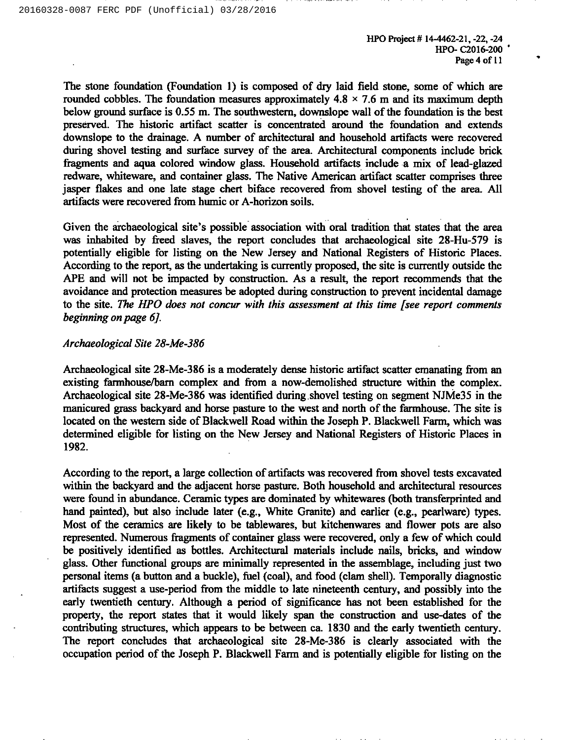The stone foundation (Foundation 1) is composed of dry laid field stone, some of which are rounded cobbles. The foundation measures approximately 4.8 × 7.6 m and its maximum depth below ground surface is 0.55 m. The southwestern, downslope wall of the foundation is the best preserved. The historic artifact scatter is concentrated around the foundation and extends downslope to the drainage. A number of architectural and household artifacts were recovered during shovel testing and surface survey of the area. Architectural components include brick fragments and aqua colored window glass. Household artifacts include a mix of lead-glazed redware, whiteware, and container glass. The Native American artifact scatter comprises three jasper flakes and one late stage chert biface recovered from shovel testing of the area. All artifacts were recovered from humic or A-horizon soils.

Given the archaeological site's possible association with oral tradition that states that the area was inhabited by freed slaves, the report concludes that archaeological site 28-Hu-579 is potentially eligible for listing on the New Jersey and National Registers of Historic Places. According to the report, as the undertaking is currently proposed, the site is currently outside the APE and will not be impacted by construction. As a result, the report recommends that the avoidance and protection measures be adopted during construction to prevent incidental damage to the site. *The HPO does not concur with this assessment at this time [see report comments beginning on page 6].*

*Archaeological Site 28-Me-386*

Archaeological site 28-Me-386 is a moderately dense historic artifact scatter emanating from an existing farmhouse/barn complex and from a now-demolished structure within the complex. Archaeological site 28-Me-386 was identified during shovel testing on segment NJMe35 in the manicured grass backyard and horse pasture to the west and north of the farmhouse. The site is located on the western side of Blackwell Road within the Joseph P. Blackwell Farm, which was determined eligible for listing on the New Jersey and National Registers of Historic Places in 1982.

According to the report, a large collection of artifacts was recovered from shovel tests excavated within the backyard and the adjacent horse pasture. Both household and architectural resources were found in abundance. Ceramic types are dominated by whitewares (both transferprinted and hand painted), but also include later (e.g., White Granite) and earlier (e.g., pearlware) types. Most of the ceramics are likely to be tablewares, but kitchenwares and flower pots are also represented. Numerous fragments of container glass were recovered, only a few of which could be positively identified as bottles. Architectural materials include nails, bricks, and window glass. Other functional groups are minimally represented in the assemblage, including just two personal items (a button and a buckle), fuel (coal), and food (clam shell). Temporally diagnostic artifacts suggest a use-period from the middle to late nineteenth century, and possibly into the early twentieth century. Although a period of significance has not been established for the property, the report states that it would likely span the construction and use-dates of the contributing structures, which appears to be between ca. 1830 and the early twentieth century. The report concludes that archaeological site 28-Me-386 is clearly associated with the occupation period of the Joseph P. Blackwell Farm and is potentially eligible for listing on the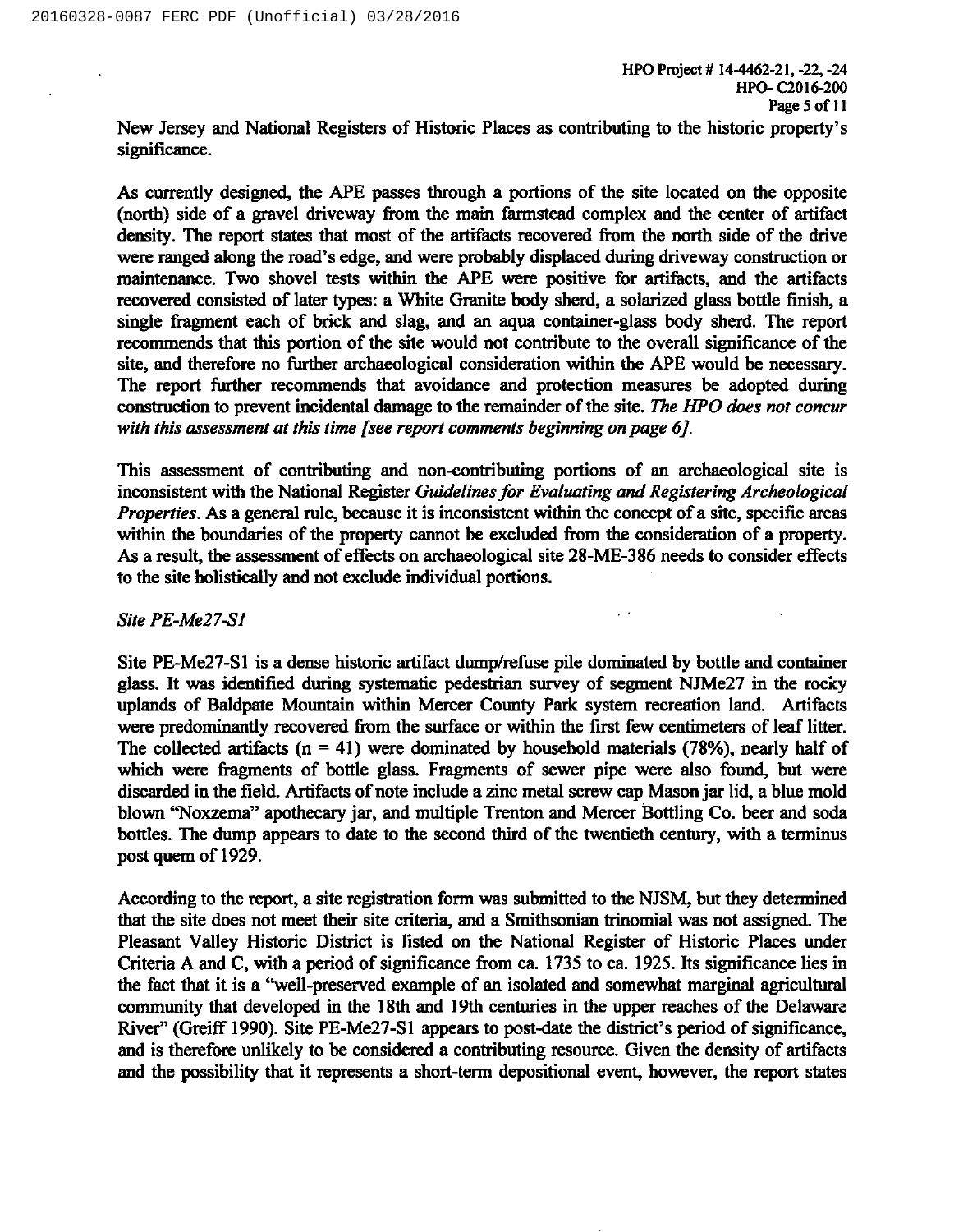New Jersey and National Registers of Historic Places as contributing to the historic property's significance.

As currently designed, the APE passes through a portions of the site located on the opposite (north) side of a gravel driveway from the main farmstead complex and the center of artifact density. The report states that most of the artifacts recovered from the north side of the drive were ranged along the road's edge, and were probably displaced during driveway construction or maintenance. Two shovel tests within the APE were positive for artifacts, and the artifacts recovered consisted of later types: a White Granite body sherd, a solarized glass bottle finish, a single fragment each of brick and slag, and an aqua container-glass body sherd. The report recommends that this portion of the site would not contribute to the overall significance of the site, and therefore no further archaeological consideration within the APE would be necessary. The report further recommends that avoidance and protection measures be adopted during construction to prevent incidental damage to the remainder of the site. *The HPO does not concur with this assessment at this time [see report comments beginning on page 6].*

This assessment of contributing and non-contributing portions of an archaeological site is inconsistent with the National Register *Guidelines for Evaluating and Registering Archeological Properties*. As a general rule, because it is inconsistent within the concept of a site, specific areas within the boundaries of the property cannot be excluded from the consideration of a property. As a result, the assessment of effects on archaeological site 28-ME-386 needs to consider effects to the site holistically and not exclude individual portions.

*Site PE-Me27-S1*

Site PE-Me27-S1 is a dense historic artifact dump/refuse pile dominated by bottle and container glass. It was identified during systematic pedestrian survey of segment NJMe27 in the rocky uplands of Baldpate Mountain within Mercer County Park system recreation land. Artifacts were predominantly recovered from the surface or within the first few centimeters of leaf litter. The collected artifacts (n = 41) were dominated by household materials (78%), nearly half of which were fragments of bottle glass. Fragments of sewer pipe were also found, but were discarded in the field. Artifacts of note include a zinc metal screw cap Mason jar lid, a blue mold blown "Noxzema" apothecary jar, and multiple Trenton and Mercer Bottling Co. beer and soda bottles. The dump appears to date to the second third of the twentieth century, with a terminus post quem of 1929.

According to the report, a site registration form was submitted to the NJSM, but they determined that the site does not meet their site criteria, and a Smithsonian trinomial was not assigned. The Pleasant Valley Historic District is listed on the National Register of Historic Places under Criteria A and C, with a period of significance from ca. 1735 to ca. 1925. Its significance lies in the fact that it is a "well-preserved example of an isolated and somewhat marginal agricultural community that developed in the 18th and 19th centuries in the upper reaches of the Delaware River" (Greiff 1990). Site PE-Me27-S1 appears to post-date the district's period of significance, and is therefore unlikely to be considered a contributing resource. Given the density of artifacts and the possibility that it represents a short-term depositional event, however, the report states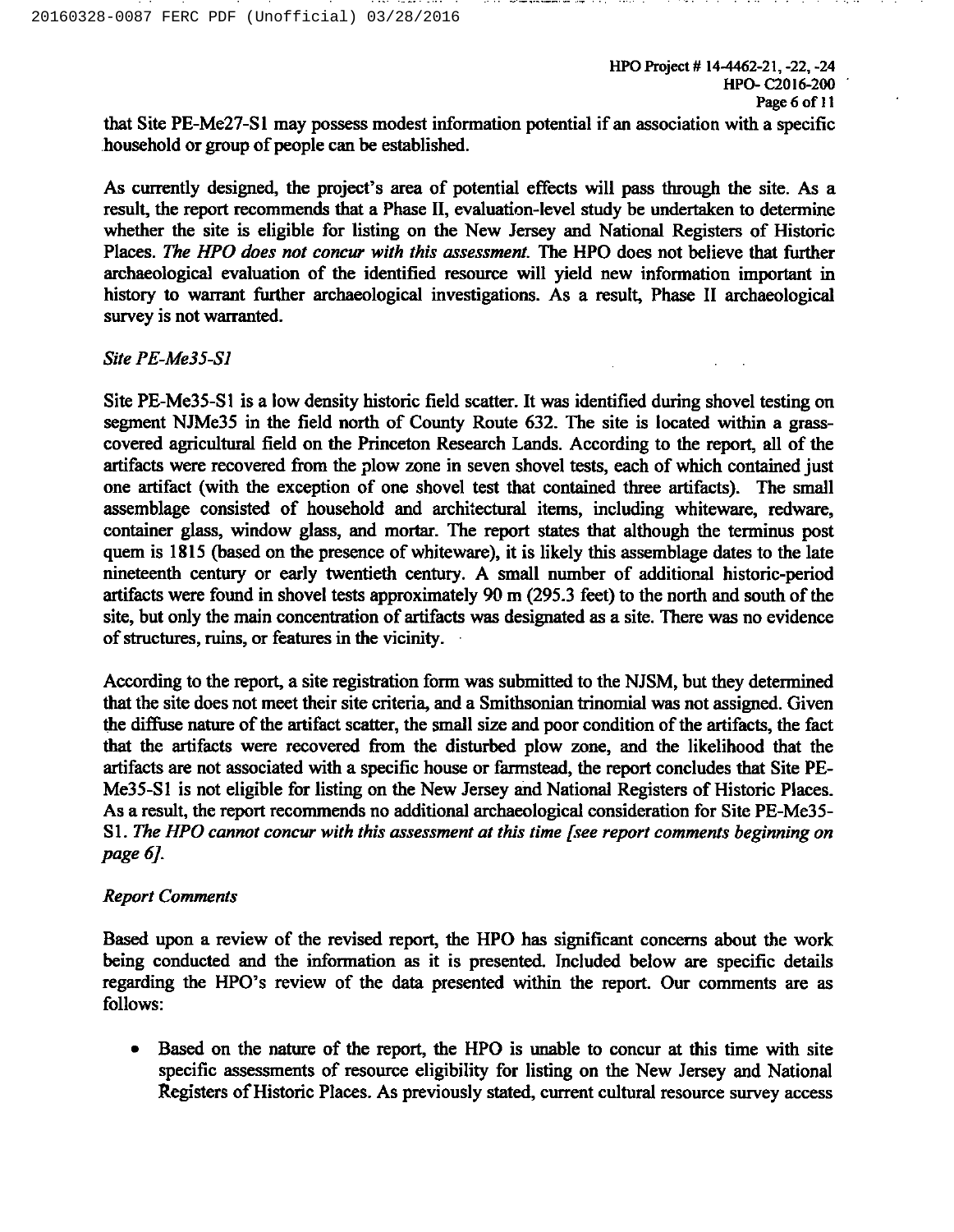that Site PE-Me27-S1 may possess modest information potential if an association with a specific household or group of people can be established.

As currently designed, the project's area of potential effects will pass through the site. As a result, the report recommends that a Phase II, evaluation-level study be undertaken to determine whether the site is eligible for listing on the New Jersey and National Registers of Historic Places. *The HPO does not concur with this assessment.* The HPO does not believe that further archaeological evaluation of the identified resource will yield new information important in history to warrant further archaeological investigations. As a result, Phase II archaeological survey is not warranted.

*Site PE-Me35-S1*

Site PE-Me35-S1 is a low density historic field scatter. It was identified during shovel testing on segment NJMe35 in the field north of County Route 632. The site is located within a grass-covered agricultural field on the Princeton Research Lands. According to the report, all of the artifacts were recovered from the plow zone in seven shovel tests, each of which contained just one artifact (with the exception of one shovel test that contained three artifacts). The small assemblage consisted of household and architectural items, including whiteware, redware, container glass, window glass, and mortar. The report states that although the terminus post quem is 1815 (based on the presence of whiteware), it is likely this assemblage dates to the late nineteenth century or early twentieth century. A small number of additional historic-period artifacts were found in shovel tests approximately 90 m (295.3 feet) to the north and south of the site, but only the main concentration of artifacts was designated as a site. There was no evidence of structures, ruins, or features in the vicinity.

According to the report, a site registration form was submitted to the NJSM, but they determined that the site does not meet their site criteria, and a Smithsonian trinomial was not assigned. Given the diffuse nature of the artifact scatter, the small size and poor condition of the artifacts, the fact that the artifacts were recovered from the disturbed plow zone, and the likelihood that the artifacts are not associated with a specific house or farmstead, the report concludes that Site PE-Me35-S1 is not eligible for listing on the New Jersey and National Registers of Historic Places. As a result, the report recommends no additional archaeological consideration for Site PE-Me35-S1. *The HPO cannot concur with this assessment at this time [see report comments beginning on page 6].*

*Report Comments*

Based upon a review of the revised report, the HPO has significant concerns about the work being conducted and the information as it is presented. Included below are specific details regarding the HPO's review of the data presented within the report. Our comments are as follows:

- Based on the nature of the report, the HPO is unable to concur at this time with site specific assessments of resource eligibility for listing on the New Jersey and National Registers of Historic Places. As previously stated, current cultural resource survey access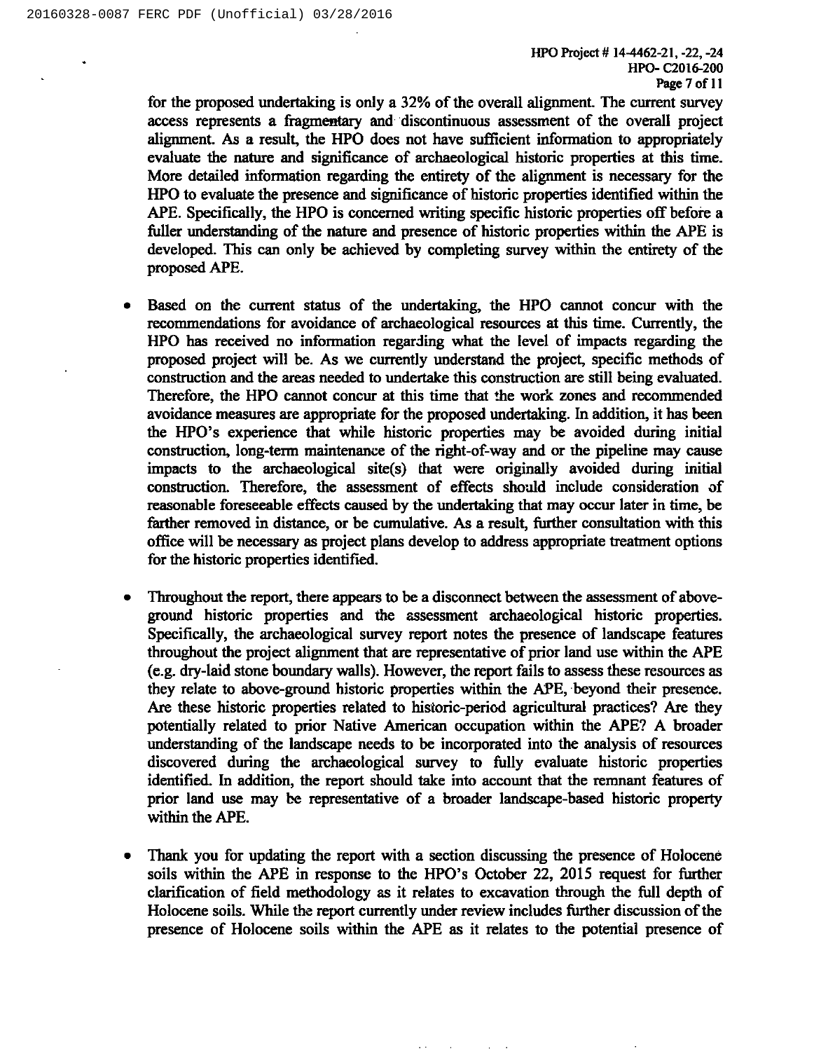for the proposed undertaking is only a 32% of the overall alignment. The current survey access represents a fragmentary and discontinuous assessment of the overall project alignment. As a result, the HPO does not have sufficient information to appropriately evaluate the nature and significance of archaeological historic properties at this time. More detailed information regarding the entirety of the alignment is necessary for the HPO to evaluate the presence and significance of historic properties identified within the APE. Specifically, the HPO is concerned writing specific historic properties off before a fuller understanding of the nature and presence of historic properties within the APE is developed. This can only be achieved by completing survey within the entirety of the proposed APE.

- Based on the current status of the undertaking, the HPO cannot concur with the recommendations for avoidance of archaeological resources at this time. Currently, the HPO has received no information regarding what the level of impacts regarding the proposed project will be. As we currently understand the project, specific methods of construction and the areas needed to undertake this construction are still being evaluated. Therefore, the HPO cannot concur at this time that the work zones and recommended avoidance measures are appropriate for the proposed undertaking. In addition, it has been the HPO's experience that while historic properties may be avoided during initial construction, long-term maintenance of the right-of-way and or the pipeline may cause impacts to the archaeological site(s) that were originally avoided during initial construction. Therefore, the assessment of effects should include consideration of reasonable foreseeable effects caused by the undertaking that may occur later in time, be farther removed in distance, or be cumulative. As a result, further consultation with this office will be necessary as project plans develop to address appropriate treatment options for the historic properties identified.

- Throughout the report, there appears to be a disconnect between the assessment of above-ground historic properties and the assessment archaeological historic properties. Specifically, the archaeological survey report notes the presence of landscape features throughout the project alignment that are representative of prior land use within the APE (e.g. dry-laid stone boundary walls). However, the report fails to assess these resources as they relate to above-ground historic properties within the APE, beyond their presence. Are these historic properties related to historic-period agricultural practices? Are they potentially related to prior Native American occupation within the APE? A broader understanding of the landscape needs to be incorporated into the analysis of resources discovered during the archaeological survey to fully evaluate historic properties identified. In addition, the report should take into account that the remnant features of prior land use may be representative of a broader landscape-based historic property within the APE.

- Thank you for updating the report with a section discussing the presence of Holocene soils within the APE in response to the HPO's October 22, 2015 request for further clarification of field methodology as it relates to excavation through the full depth of Holocene soils. While the report currently under review includes further discussion of the presence of Holocene soils within the APE as it relates to the potential presence of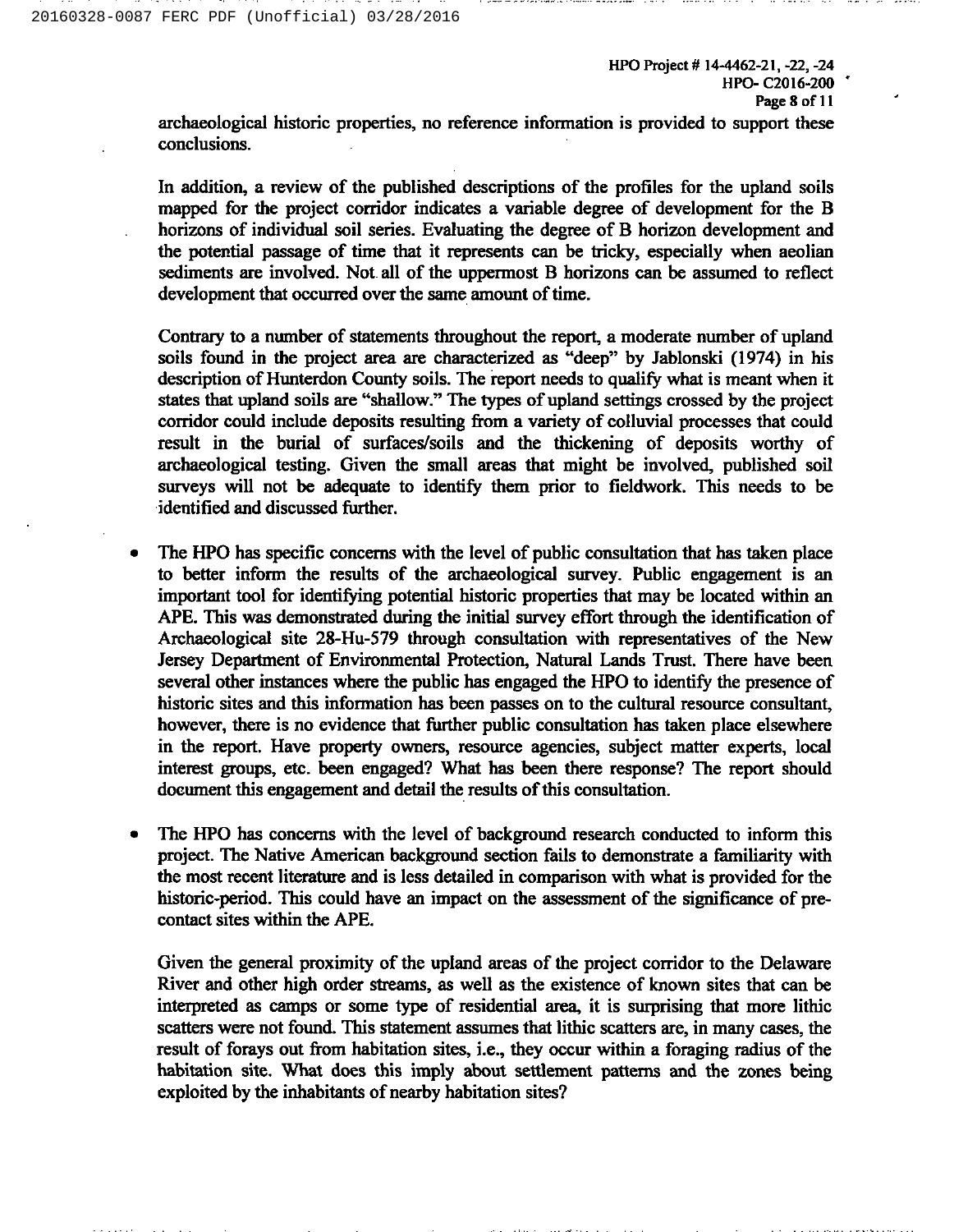archaeological historic properties, no reference information is provided to support these conclusions.

In addition, a review of the published descriptions of the profiles for the upland soils mapped for the project corridor indicates a variable degree of development for the B horizons of individual soil series. Evaluating the degree of B horizon development and the potential passage of time that it represents can be tricky, especially when aeolian sediments are involved. Not all of the uppermost B horizons can be assumed to reflect development that occurred over the same amount of time.

Contrary to a number of statements throughout the report, a moderate number of upland soils found in the project area are characterized as "deep" by Jablonski (1974) in his description of Hunterdon County soils. The report needs to qualify what is meant when it states that upland soils are "shallow." The types of upland settings crossed by the project corridor could include deposits resulting from a variety of colluvial processes that could result in the burial of surfaces/soils and the thickening of deposits worthy of archaeological testing. Given the small areas that might be involved, published soil surveys will not be adequate to identify them prior to fieldwork. This needs to be identified and discussed further.

- The HPO has specific concerns with the level of public consultation that has taken place to better inform the results of the archaeological survey. Public engagement is an important tool for identifying potential historic properties that may be located within an APE. This was demonstrated during the initial survey effort through the identification of Archaeological site 28-Hu-579 through consultation with representatives of the New Jersey Department of Environmental Protection, Natural Lands Trust. There have been several other instances where the public has engaged the HPO to identify the presence of historic sites and this information has been passes on to the cultural resource consultant, however, there is no evidence that further public consultation has taken place elsewhere in the report. Have property owners, resource agencies, subject matter experts, local interest groups, etc. been engaged? What has been there response? The report should document this engagement and detail the results of this consultation.

- The HPO has concerns with the level of background research conducted to inform this project. The Native American background section fails to demonstrate a familiarity with the most recent literature and is less detailed in comparison with what is provided for the historic-period. This could have an impact on the assessment of the significance of pre-contact sites within the APE.

  Given the general proximity of the upland areas of the project corridor to the Delaware River and other high order streams, as well as the existence of known sites that can be interpreted as camps or some type of residential area, it is surprising that more lithic scatters were not found. This statement assumes that lithic scatters are, in many cases, the result of forays out from habitation sites, i.e., they occur within a foraging radius of the habitation site. What does this imply about settlement patterns and the zones being exploited by the inhabitants of nearby habitation sites?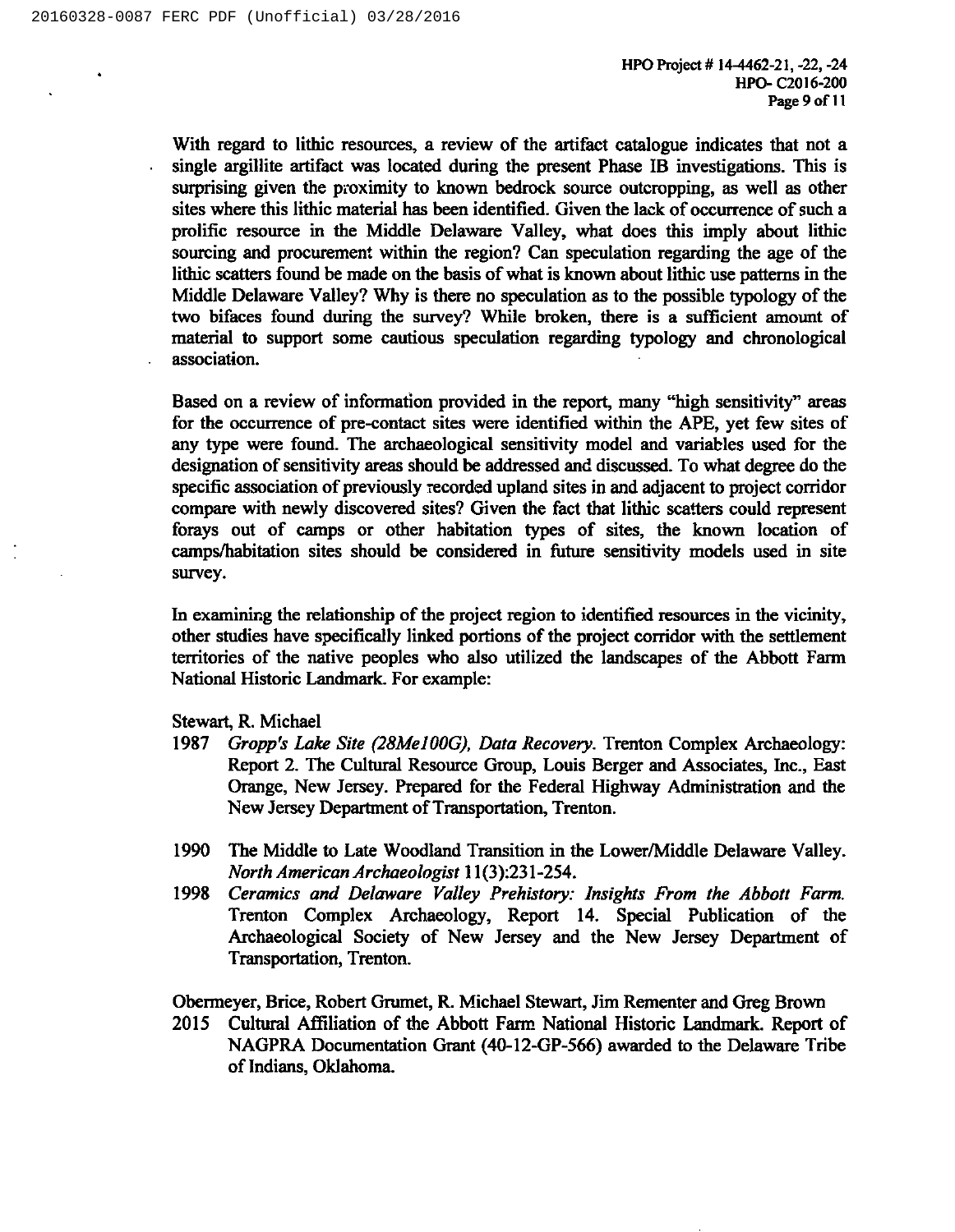With regard to lithic resources, a review of the artifact catalogue indicates that not a single argillite artifact was located during the present Phase IB investigations. This is surprising given the proximity to known bedrock source outcropping, as well as other sites where this lithic material has been identified. Given the lack of occurrence of such a prolific resource in the Middle Delaware Valley, what does this imply about lithic sourcing and procurement within the region? Can speculation regarding the age of the lithic scatters found be made on the basis of what is known about lithic use patterns in the Middle Delaware Valley? Why is there no speculation as to the possible typology of the two bifaces found during the survey? While broken, there is a sufficient amount of material to support some cautious speculation regarding typology and chronological association.

Based on a review of information provided in the report, many "high sensitivity" areas for the occurrence of pre-contact sites were identified within the APE, yet few sites of any type were found. The archaeological sensitivity model and variables used for the designation of sensitivity areas should be addressed and discussed. To what degree do the specific association of previously recorded upland sites in and adjacent to project corridor compare with newly discovered sites? Given the fact that lithic scatters could represent forays out of camps or other habitation types of sites, the known location of camps/habitation sites should be considered in future sensitivity models used in site survey.

In examining the relationship of the project region to identified resources in the vicinity, other studies have specifically linked portions of the project corridor with the settlement territories of the native peoples who also utilized the landscapes of the Abbott Farm National Historic Landmark. For example:

Stewart, R. Michael

1987 *Gropp's Lake Site (28Me100G), Data Recovery.* Trenton Complex Archaeology: Report 2. The Cultural Resource Group, Louis Berger and Associates, Inc., East Orange, New Jersey. Prepared for the Federal Highway Administration and the New Jersey Department of Transportation, Trenton.

1990 The Middle to Late Woodland Transition in the Lower/Middle Delaware Valley. *North American Archaeologist* 11(3):231-254.

1998 *Ceramics and Delaware Valley Prehistory: Insights From the Abbott Farm.* Trenton Complex Archaeology, Report 14. Special Publication of the Archaeological Society of New Jersey and the New Jersey Department of Transportation, Trenton.

Obermeyer, Brice, Robert Grumet, R. Michael Stewart, Jim Rementer and Greg Brown

2015 Cultural Affiliation of the Abbott Farm National Historic Landmark. Report of NAGPRA Documentation Grant (40-12-GP-566) awarded to the Delaware Tribe of Indians, Oklahoma.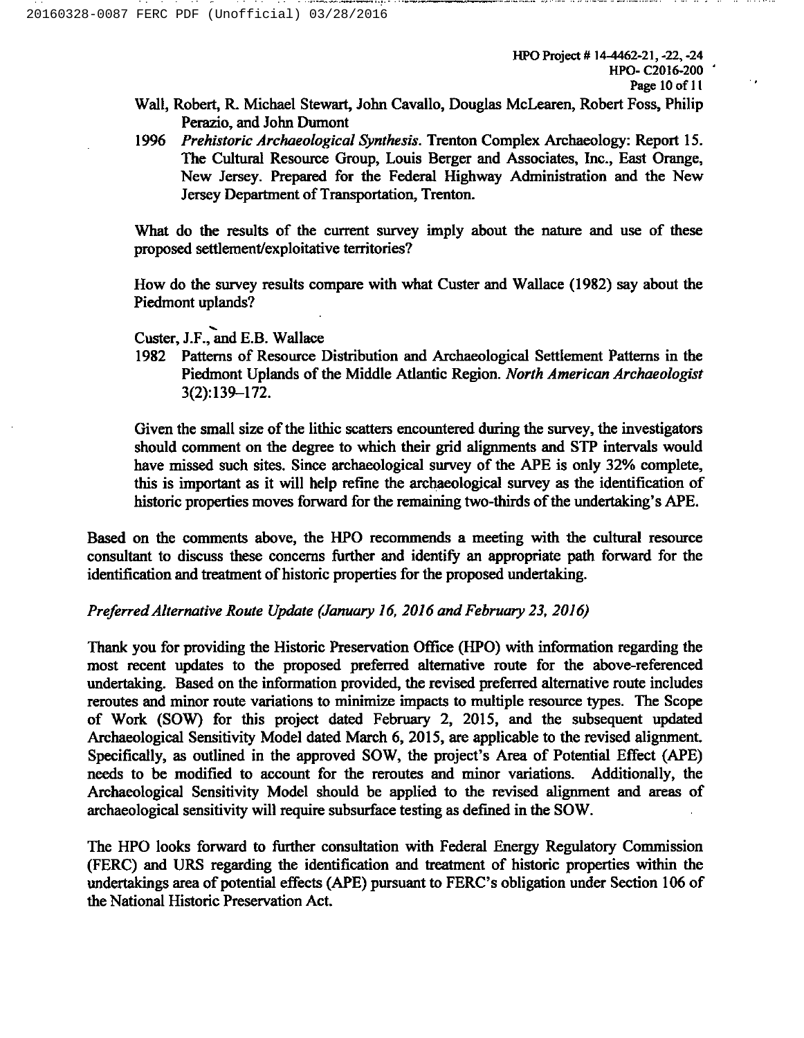Wall, Robert, R. Michael Stewart, John Cavallo, Douglas McLearen, Robert Foss, Philip Perazio, and John Dumont

1996 *Prehistoric Archaeological Synthesis*. Trenton Complex Archaeology: Report 15. The Cultural Resource Group, Louis Berger and Associates, Inc., East Orange, New Jersey. Prepared for the Federal Highway Administration and the New Jersey Department of Transportation, Trenton.

What do the results of the current survey imply about the nature and use of these proposed settlement/exploitative territories?

How do the survey results compare with what Custer and Wallace (1982) say about the Piedmont uplands?

Custer, J.F., and E.B. Wallace

1982 Patterns of Resource Distribution and Archaeological Settlement Patterns in the Piedmont Uplands of the Middle Atlantic Region. *North American Archaeologist* 3(2):139–172.

Given the small size of the lithic scatters encountered during the survey, the investigators should comment on the degree to which their grid alignments and STP intervals would have missed such sites. Since archaeological survey of the APE is only 32% complete, this is important as it will help refine the archaeological survey as the identification of historic properties moves forward for the remaining two-thirds of the undertaking's APE.

Based on the comments above, the HPO recommends a meeting with the cultural resource consultant to discuss these concerns further and identify an appropriate path forward for the identification and treatment of historic properties for the proposed undertaking.

*Preferred Alternative Route Update (January 16, 2016 and February 23, 2016)*

Thank you for providing the Historic Preservation Office (HPO) with information regarding the most recent updates to the proposed preferred alternative route for the above-referenced undertaking. Based on the information provided, the revised preferred alternative route includes reroutes and minor route variations to minimize impacts to multiple resource types. The Scope of Work (SOW) for this project dated February 2, 2015, and the subsequent updated Archaeological Sensitivity Model dated March 6, 2015, are applicable to the revised alignment. Specifically, as outlined in the approved SOW, the project's Area of Potential Effect (APE) needs to be modified to account for the reroutes and minor variations. Additionally, the Archaeological Sensitivity Model should be applied to the revised alignment and areas of archaeological sensitivity will require subsurface testing as defined in the SOW.

The HPO looks forward to further consultation with Federal Energy Regulatory Commission (FERC) and URS regarding the identification and treatment of historic properties within the undertakings area of potential effects (APE) pursuant to FERC's obligation under Section 106 of the National Historic Preservation Act.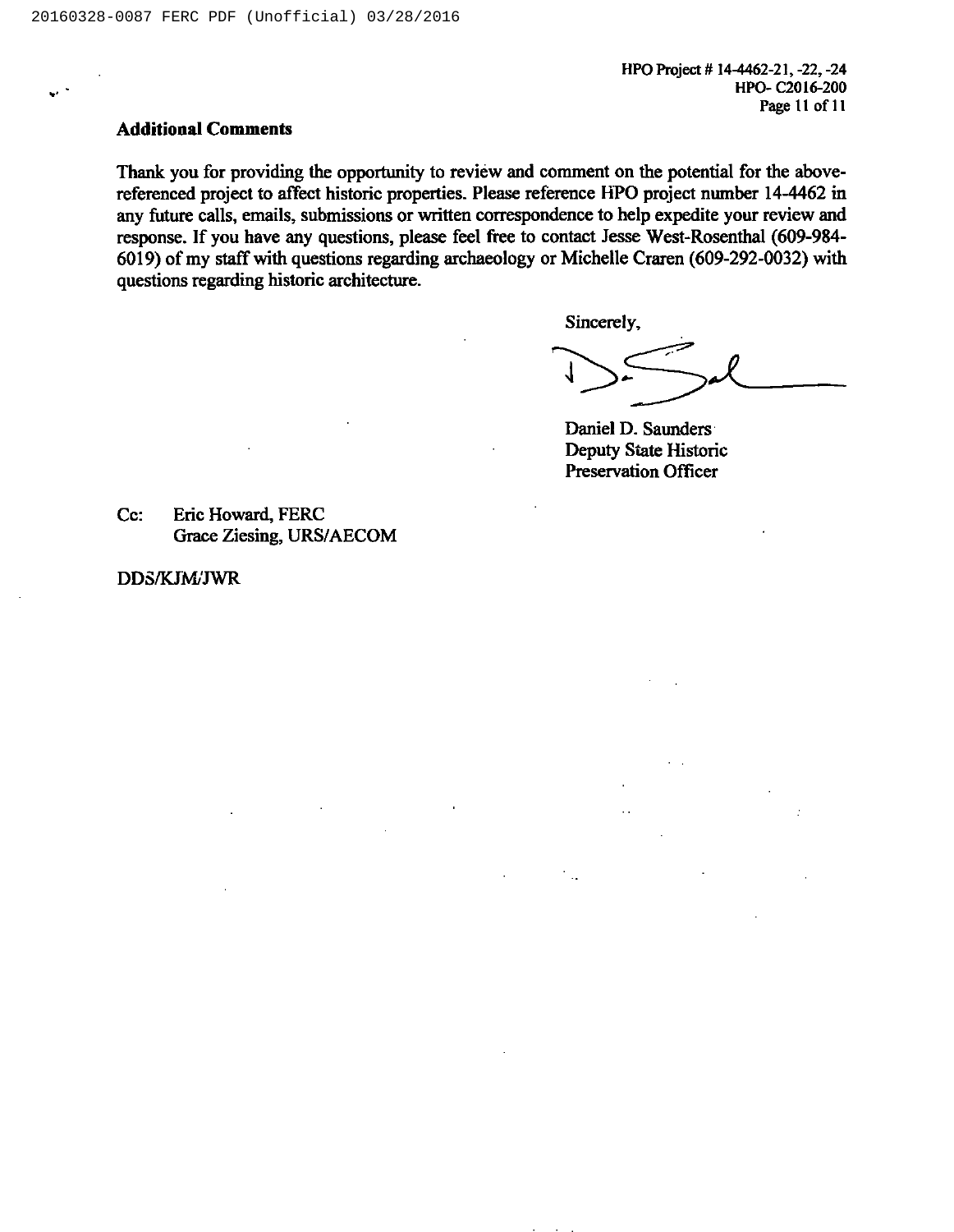HPO Project # 14-4462-21, -22, -24
HPO- C2016-200

## Additional Comments

Thank you for providing the opportunity to review and comment on the potential for the above-referenced project to affect historic properties. Please reference HPO project number 14-4462 in any future calls, emails, submissions or written correspondence to help expedite your review and response. If you have any questions, please feel free to contact Jesse West-Rosenthal (609-984-6019) of my staff with questions regarding archaeology or Michelle Craren (609-292-0032) with questions regarding historic architecture.

Sincerely,

Daniel D. Saunders
Deputy State Historic
Preservation Officer

Cc: Eric Howard, FERC
Grace Ziesing, URS/AECOM

DDS/KJM/JWR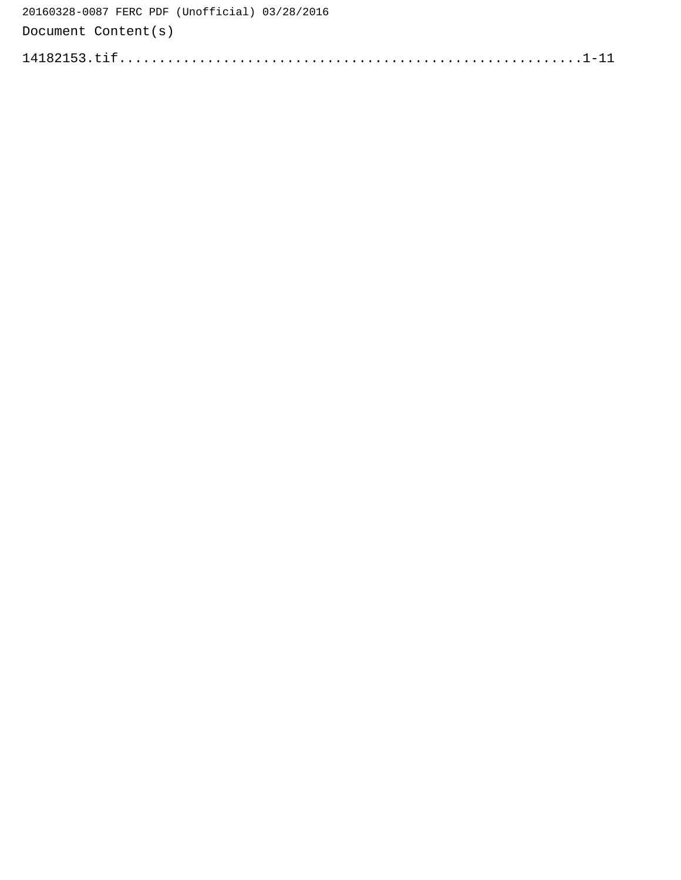Document Content(s)

14182153.tif.........................................................1-11